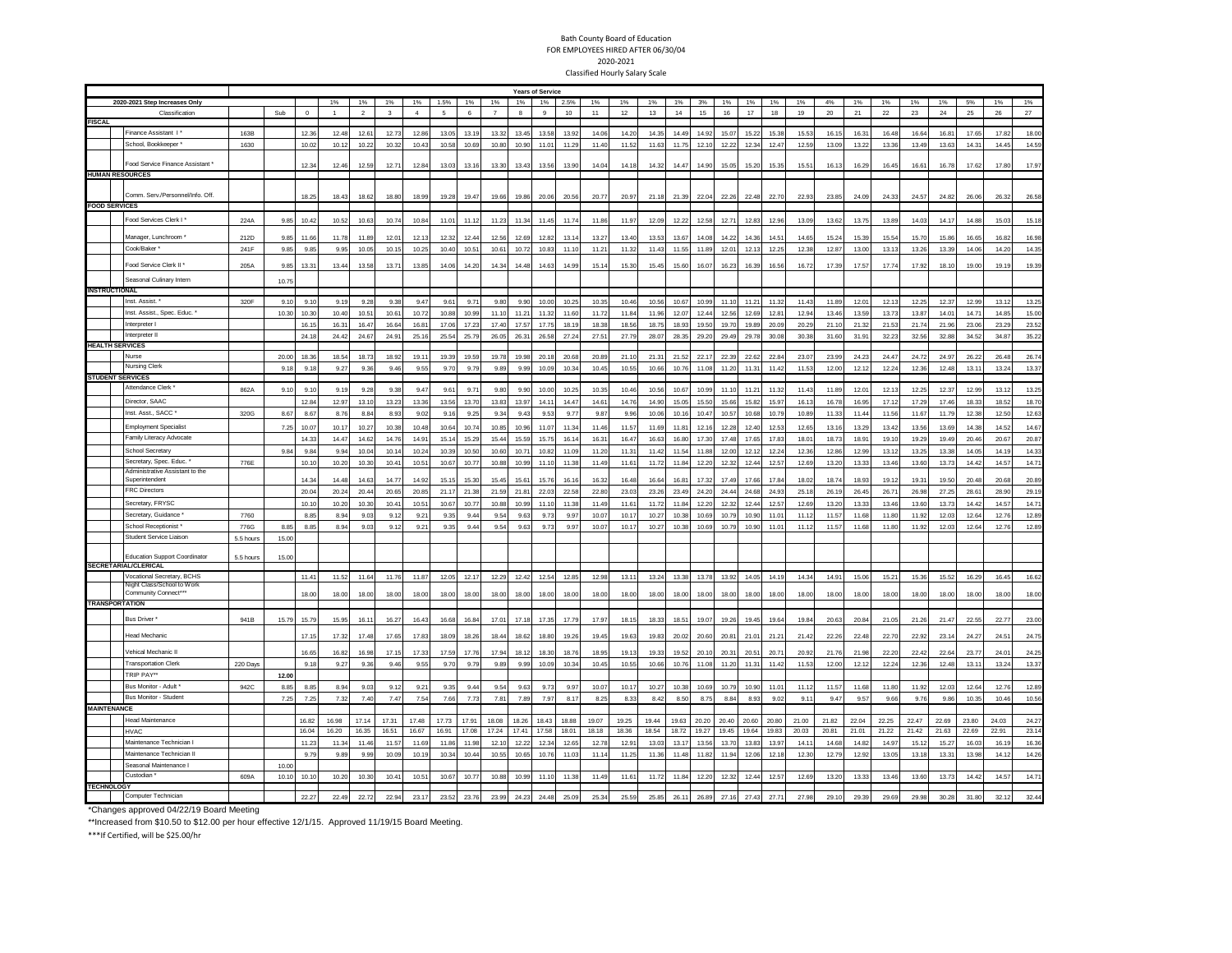# Bath County Board of Education
## FOR EMPLOYEES HIRED AFTER 06/30/04
## 2020-2021
## Classified Hourly Salary Scale

| | | | | Years of Service | | | | | | | | | | | | | | | | | | | | | | | | | | | | |
|---|---|---|---|---|---|---|---|---|---|---|---|---|---|---|---|---|---|---|---|---|---|---|---|---|---|---|---|---|---|---|---|---|
| 2020-2021 Step Increases Only | | | | 1% | 1% | 1% | 1% | 1.5% | 1% | 1% | 1% | 1% | 2.5% | 1% | 1% | 1% | 1% | 3% | 1% | 1% | 1% | 1% | 4% | 1% | 1% | 1% | 1% | 5% | 1% | 1% |
| Classification | | Sub | 0 | 1 | 2 | 3 | 4 | 5 | 6 | 7 | 8 | 9 | 10 | 11 | 12 | 13 | 14 | 15 | 16 | 17 | 18 | 19 | 20 | 21 | 22 | 23 | 24 | 25 | 26 | 27 |
| **FISCAL** | | | | | | | | | | | | | | | | | | | | | | | | | | | | | | |
| Finance Assistant I * | 163B | | 12.36 | 12.48 | 12.61 | 12.73 | 12.86 | 13.05 | 13.19 | 13.32 | 13.45 | 13.58 | 13.92 | 14.06 | 14.20 | 14.35 | 14.49 | 14.92 | 15.07 | 15.22 | 15.38 | 15.53 | 16.15 | 16.31 | 16.48 | 16.64 | 16.81 | 17.65 | 17.82 | 18.00 |
| School, Bookkeeper * | 1630 | | 10.02 | 10.12 | 10.22 | 10.32 | 10.43 | 10.58 | 10.69 | 10.80 | 10.90 | 11.01 | 11.29 | 11.40 | 11.52 | 11.63 | 11.75 | 12.10 | 12.22 | 12.34 | 12.47 | 12.59 | 13.09 | 13.22 | 13.36 | 13.49 | 13.63 | 14.31 | 14.45 | 14.59 |
| Food Service Finance Assistant * | | | 12.34 | 12.46 | 12.59 | 12.71 | 12.84 | 13.03 | 13.16 | 13.30 | 13.43 | 13.56 | 13.90 | 14.04 | 14.18 | 14.32 | 14.47 | 14.90 | 15.05 | 15.20 | 15.35 | 15.51 | 16.13 | 16.29 | 16.45 | 16.61 | 16.78 | 17.62 | 17.80 | 17.97 |
| **HUMAN RESOURCES** | | | | | | | | | | | | | | | | | | | | | | | | | | | | | | |
| Comm. Serv./Personnel/Info. Off. | | | 18.25 | 18.43 | 18.62 | 18.80 | 18.99 | 19.28 | 19.47 | 19.66 | 19.86 | 20.06 | 20.56 | 20.77 | 20.97 | 21.18 | 21.39 | 22.04 | 22.26 | 22.48 | 22.70 | 22.93 | 23.85 | 24.09 | 24.33 | 24.57 | 24.82 | 26.06 | 26.32 | 26.58 |
| **FOOD SERVICES** | | | | | | | | | | | | | | | | | | | | | | | | | | | | | | |
| Food Services Clerk I * | 224A | 9.85 | 10.42 | 10.52 | 10.63 | 10.74 | 10.84 | 11.01 | 11.12 | 11.23 | 11.34 | 11.45 | 11.74 | 11.86 | 11.97 | 12.09 | 12.22 | 12.58 | 12.71 | 12.83 | 12.96 | 13.09 | 13.62 | 13.75 | 13.89 | 14.03 | 14.17 | 14.88 | 15.03 | 15.18 |
| Manager, Lunchroom * | 212D | 9.85 | 11.66 | 11.78 | 11.89 | 12.01 | 12.13 | 12.32 | 12.44 | 12.56 | 12.69 | 12.82 | 13.14 | 13.27 | 13.40 | 13.53 | 13.67 | 14.08 | 14.22 | 14.36 | 14.51 | 14.65 | 15.24 | 15.39 | 15.54 | 15.70 | 15.86 | 16.65 | 16.82 | 16.98 |
| Cook/Baker * | 241F | 9.85 | 9.85 | 9.95 | 10.05 | 10.15 | 10.25 | 10.40 | 10.51 | 10.61 | 10.72 | 10.83 | 11.10 | 11.21 | 11.32 | 11.43 | 11.55 | 11.89 | 12.01 | 12.13 | 12.25 | 12.38 | 12.87 | 13.00 | 13.13 | 13.26 | 13.39 | 14.06 | 14.20 | 14.35 |
| Food Service Clerk II * | 205A | 9.85 | 13.31 | 13.44 | 13.58 | 13.71 | 13.85 | 14.06 | 14.20 | 14.34 | 14.48 | 14.63 | 14.99 | 15.14 | 15.30 | 15.45 | 15.60 | 16.07 | 16.23 | 16.39 | 16.56 | 16.72 | 17.39 | 17.57 | 17.74 | 17.92 | 18.10 | 19.00 | 19.19 | 19.39 |
| Seasonal Culinary Intern | | 10.75 | | | | | | | | | | | | | | | | | | | | | | | | | | | | |
| **INSTRUCTIONAL** | | | | | | | | | | | | | | | | | | | | | | | | | | | | | | |
| Inst. Assist. * | 320F | 9.10 | 9.10 | 9.19 | 9.28 | 9.38 | 9.47 | 9.61 | 9.71 | 9.80 | 9.90 | 10.00 | 10.25 | 10.35 | 10.46 | 10.56 | 10.67 | 10.99 | 11.10 | 11.21 | 11.32 | 11.43 | 11.89 | 12.01 | 12.13 | 12.25 | 12.37 | 12.99 | 13.12 | 13.25 |
| Inst. Assist., Spec. Educ. * | | 10.30 | 10.30 | 10.40 | 10.51 | 10.61 | 10.72 | 10.88 | 10.99 | 11.10 | 11.21 | 11.32 | 11.60 | 11.72 | 11.84 | 11.96 | 12.07 | 12.44 | 12.56 | 12.69 | 12.81 | 12.94 | 13.46 | 13.59 | 13.73 | 13.87 | 14.01 | 14.71 | 14.85 | 15.00 |
| Interpreter I | | | 16.15 | 16.31 | 16.47 | 16.64 | 16.81 | 17.06 | 17.23 | 17.40 | 17.57 | 17.75 | 18.19 | 18.38 | 18.56 | 18.75 | 18.93 | 19.50 | 19.70 | 19.89 | 20.09 | 20.29 | 21.10 | 21.32 | 21.53 | 21.74 | 21.96 | 23.06 | 23.29 | 23.52 |
| Interpreter II | | | 24.18 | 24.42 | 24.67 | 24.91 | 25.16 | 25.54 | 25.79 | 26.05 | 26.31 | 26.58 | 27.24 | 27.51 | 27.79 | 28.07 | 28.35 | 29.20 | 29.49 | 29.78 | 30.08 | 30.38 | 31.60 | 31.91 | 32.23 | 32.56 | 32.88 | 34.52 | 34.87 | 35.22 |
| **HEALTH SERVICES** | | | | | | | | | | | | | | | | | | | | | | | | | | | | | | |
| Nurse | | 20.00 | 18.36 | 18.54 | 18.73 | 18.92 | 19.11 | 19.39 | 19.59 | 19.78 | 19.98 | 20.18 | 20.68 | 20.89 | 21.10 | 21.31 | 21.52 | 22.17 | 22.39 | 22.62 | 22.84 | 23.07 | 23.99 | 24.23 | 24.47 | 24.72 | 24.97 | 26.22 | 26.48 | 26.74 |
| Nursing Clerk | | 9.18 | 9.18 | 9.27 | 9.36 | 9.46 | 9.55 | 9.70 | 9.79 | 9.89 | 9.99 | 10.09 | 10.34 | 10.45 | 10.55 | 10.66 | 10.76 | 11.08 | 11.20 | 11.31 | 11.42 | 11.53 | 12.00 | 12.12 | 12.24 | 12.36 | 12.48 | 13.11 | 13.24 | 13.37 |
| **STUDENT SERVICES** | | | | | | | | | | | | | | | | | | | | | | | | | | | | | | |
| Attendance Clerk * | 862A | 9.10 | 9.10 | 9.19 | 9.28 | 9.38 | 9.47 | 9.61 | 9.71 | 9.80 | 9.90 | 10.00 | 10.25 | 10.35 | 10.46 | 10.56 | 10.67 | 10.99 | 11.10 | 11.21 | 11.32 | 11.43 | 11.89 | 12.01 | 12.13 | 12.25 | 12.37 | 12.99 | 13.12 | 13.25 |
| Director, SAAC | | | 12.84 | 12.97 | 13.10 | 13.23 | 13.36 | 13.56 | 13.70 | 13.83 | 13.97 | 14.11 | 14.47 | 14.61 | 14.76 | 14.90 | 15.05 | 15.50 | 15.66 | 15.82 | 15.97 | 16.13 | 16.78 | 16.95 | 17.12 | 17.29 | 17.46 | 18.33 | 18.52 | 18.70 |
| Inst. Asst., SACC * | 320G | 8.67 | 8.67 | 8.76 | 8.84 | 8.93 | 9.02 | 9.16 | 9.25 | 9.34 | 9.43 | 9.53 | 9.77 | 9.87 | 9.96 | 10.06 | 10.16 | 10.47 | 10.57 | 10.68 | 10.79 | 10.89 | 11.33 | 11.44 | 11.56 | 11.67 | 11.79 | 12.38 | 12.50 | 12.63 |
| Employment Specialist | | 7.25 | 10.07 | 10.17 | 10.27 | 10.38 | 10.48 | 10.64 | 10.74 | 10.85 | 10.96 | 11.07 | 11.34 | 11.46 | 11.57 | 11.69 | 11.81 | 12.16 | 12.28 | 12.40 | 12.53 | 12.65 | 13.16 | 13.29 | 13.42 | 13.56 | 13.69 | 14.38 | 14.52 | 14.67 |
| Family Literacy Advocate | | | 14.33 | 14.47 | 14.62 | 14.76 | 14.91 | 15.14 | 15.29 | 15.44 | 15.59 | 15.75 | 16.14 | 16.31 | 16.47 | 16.63 | 16.80 | 17.30 | 17.48 | 17.65 | 17.83 | 18.01 | 18.73 | 18.91 | 19.10 | 19.29 | 19.49 | 20.46 | 20.67 | 20.87 |
| School Secretary | | 9.84 | 9.84 | 9.94 | 10.04 | 10.14 | 10.24 | 10.39 | 10.50 | 10.60 | 10.71 | 10.82 | 11.09 | 11.20 | 11.31 | 11.42 | 11.54 | 11.88 | 12.00 | 12.12 | 12.24 | 12.36 | 12.86 | 12.99 | 13.12 | 13.25 | 13.38 | 14.05 | 14.19 | 14.33 |
| Secretary, Spec. Educ. * | 776E | | 10.10 | 10.20 | 10.30 | 10.41 | 10.51 | 10.67 | 10.77 | 10.88 | 10.99 | 11.10 | 11.38 | 11.49 | 11.61 | 11.72 | 11.84 | 12.20 | 12.32 | 12.44 | 12.57 | 12.69 | 13.20 | 13.33 | 13.46 | 13.60 | 13.73 | 14.42 | 14.57 | 14.71 |
| Administrative Assistant to the Superintendent | | | 14.34 | 14.48 | 14.63 | 14.77 | 14.92 | 15.15 | 15.30 | 15.45 | 15.61 | 15.76 | 16.16 | 16.32 | 16.48 | 16.64 | 16.81 | 17.32 | 17.49 | 17.66 | 17.84 | 18.02 | 18.74 | 18.93 | 19.12 | 19.31 | 19.50 | 20.48 | 20.68 | 20.89 |
| FRC Directors | | | 20.04 | 20.24 | 20.44 | 20.65 | 20.85 | 21.17 | 21.38 | 21.59 | 21.81 | 22.03 | 22.58 | 22.80 | 23.03 | 23.26 | 23.49 | 24.20 | 24.44 | 24.68 | 24.93 | 25.18 | 26.19 | 26.45 | 26.71 | 26.98 | 27.25 | 28.61 | 28.90 | 29.19 |
| Secretary, FRYSC | | | 10.10 | 10.20 | 10.30 | 10.41 | 10.51 | 10.67 | 10.77 | 10.88 | 10.99 | 11.10 | 11.38 | 11.49 | 11.61 | 11.72 | 11.84 | 12.20 | 12.32 | 12.44 | 12.57 | 12.69 | 13.20 | 13.33 | 13.46 | 13.60 | 13.73 | 14.42 | 14.57 | 14.71 |
| Secretary, Guidance * | 7760 | | 8.85 | 8.94 | 9.03 | 9.12 | 9.21 | 9.35 | 9.44 | 9.54 | 9.63 | 9.73 | 9.97 | 10.07 | 10.17 | 10.27 | 10.38 | 10.69 | 10.79 | 10.90 | 11.01 | 11.12 | 11.57 | 11.68 | 11.80 | 11.92 | 12.03 | 12.64 | 12.76 | 12.89 |
| School Receptionist * | 776G | 8.85 | 8.85 | 8.94 | 9.03 | 9.12 | 9.21 | 9.35 | 9.44 | 9.54 | 9.63 | 9.73 | 9.97 | 10.07 | 10.17 | 10.27 | 10.38 | 10.69 | 10.79 | 10.90 | 11.01 | 11.12 | 11.57 | 11.68 | 11.80 | 11.92 | 12.03 | 12.64 | 12.76 | 12.89 |
| Student Service Liaison | 5.5 hours | 15.00 | | | | | | | | | | | | | | | | | | | | | | | | | | | | |
| Education Support Coordinator | 5.5 hours | 15.00 | | | | | | | | | | | | | | | | | | | | | | | | | | | | |
| **SECRETARIAL/CLERICAL** | | | | | | | | | | | | | | | | | | | | | | | | | | | | | | |
| Vocational Secretary, BCHS | | | 11.41 | 11.52 | 11.64 | 11.76 | 11.87 | 12.05 | 12.17 | 12.29 | 12.42 | 12.54 | 12.85 | 12.98 | 13.11 | 13.24 | 13.38 | 13.78 | 13.92 | 14.05 | 14.19 | 14.34 | 14.91 | 15.06 | 15.21 | 15.36 | 15.52 | 16.29 | 16.45 | 16.62 |
| Night Class/School to Work Community Connect*** | | | 18.00 | 18.00 | 18.00 | 18.00 | 18.00 | 18.00 | 18.00 | 18.00 | 18.00 | 18.00 | 18.00 | 18.00 | 18.00 | 18.00 | 18.00 | 18.00 | 18.00 | 18.00 | 18.00 | 18.00 | 18.00 | 18.00 | 18.00 | 18.00 | 18.00 | 18.00 | 18.00 | 18.00 |
| **TRANSPORTATION** | | | | | | | | | | | | | | | | | | | | | | | | | | | | | | |
| Bus Driver * | 941B | 15.79 | 15.79 | 15.95 | 16.11 | 16.27 | 16.43 | 16.68 | 16.84 | 17.01 | 17.18 | 17.35 | 17.79 | 17.97 | 18.15 | 18.33 | 18.51 | 19.07 | 19.26 | 19.45 | 19.64 | 19.84 | 20.63 | 20.84 | 21.05 | 21.26 | 21.47 | 22.55 | 22.77 | 23.00 |
| Head Mechanic | | | 17.15 | 17.32 | 17.48 | 17.65 | 17.83 | 18.09 | 18.26 | 18.44 | 18.62 | 18.80 | 19.26 | 19.45 | 19.63 | 19.83 | 20.02 | 20.60 | 20.81 | 21.01 | 21.21 | 21.42 | 22.26 | 22.48 | 22.70 | 22.92 | 23.14 | 24.27 | 24.51 | 24.75 |
| Vehical Mechanic II | | | 16.65 | 16.82 | 16.98 | 17.15 | 17.33 | 17.59 | 17.76 | 17.94 | 18.12 | 18.30 | 18.76 | 18.95 | 19.13 | 19.33 | 19.52 | 20.10 | 20.31 | 20.51 | 20.71 | 20.92 | 21.76 | 21.98 | 22.20 | 22.42 | 22.64 | 23.77 | 24.01 | 24.25 |
| Transportation Clerk | 220 Days | | 9.18 | 9.27 | 9.36 | 9.46 | 9.55 | 9.70 | 9.79 | 9.89 | 9.99 | 10.09 | 10.34 | 10.45 | 10.55 | 10.66 | 10.76 | 11.08 | 11.20 | 11.31 | 11.42 | 11.53 | 12.00 | 12.12 | 12.24 | 12.36 | 12.48 | 13.11 | 13.24 | 13.37 |
| TRIP PAY** | | 12.00 | | | | | | | | | | | | | | | | | | | | | | | | | | | | |
| Bus Monitor - Adult * | 942C | 8.85 | 8.85 | 8.94 | 9.03 | 9.12 | 9.21 | 9.35 | 9.44 | 9.54 | 9.63 | 9.73 | 9.97 | 10.07 | 10.17 | 10.27 | 10.38 | 10.69 | 10.79 | 10.90 | 11.01 | 11.12 | 11.57 | 11.68 | 11.80 | 11.92 | 12.03 | 12.64 | 12.76 | 12.89 |
| Bus Monitor - Student | | 7.25 | 7.25 | 7.32 | 7.40 | 7.47 | 7.54 | 7.66 | 7.73 | 7.81 | 7.89 | 7.97 | 8.17 | 8.25 | 8.33 | 8.42 | 8.50 | 8.75 | 8.84 | 8.93 | 9.02 | 9.11 | 9.47 | 9.57 | 9.66 | 9.76 | 9.86 | 10.35 | 10.46 | 10.56 |
| **MAINTENANCE** | | | | | | | | | | | | | | | | | | | | | | | | | | | | | | |
| Head Maintenance | | | 16.82 | 16.98 | 17.14 | 17.31 | 17.48 | 17.73 | 17.91 | 18.08 | 18.26 | 18.43 | 18.88 | 19.07 | 19.25 | 19.44 | 19.63 | 20.20 | 20.40 | 20.60 | 20.80 | 21.00 | 21.82 | 22.04 | 22.25 | 22.47 | 22.69 | 23.80 | 24.03 | 24.27 |
| HVAC | | | 16.04 | 16.20 | 16.35 | 16.51 | 16.67 | 16.91 | 17.08 | 17.24 | 17.41 | 17.58 | 18.01 | 18.18 | 18.36 | 18.54 | 18.72 | 19.27 | 19.45 | 19.64 | 19.83 | 20.03 | 20.81 | 21.01 | 21.22 | 21.42 | 21.63 | 22.69 | 22.91 | 23.14 |
| Maintenance Technician I | | | 11.23 | 11.34 | 11.46 | 11.57 | 11.69 | 11.86 | 11.98 | 12.10 | 12.22 | 12.34 | 12.65 | 12.78 | 12.91 | 13.03 | 13.17 | 13.56 | 13.70 | 13.83 | 13.97 | 14.11 | 14.68 | 14.82 | 14.97 | 15.12 | 15.27 | 16.03 | 16.19 | 16.36 |
| Maintenance Technician II | | | 9.79 | 9.89 | 9.99 | 10.09 | 10.19 | 10.34 | 10.44 | 10.55 | 10.65 | 10.76 | 11.03 | 11.14 | 11.25 | 11.36 | 11.48 | 11.82 | 11.94 | 12.06 | 12.18 | 12.30 | 12.79 | 12.92 | 13.05 | 13.18 | 13.31 | 13.98 | 14.12 | 14.26 |
| Seasonal Maintenance I | | 10.00 | | | | | | | | | | | | | | | | | | | | | | | | | | | | |
| Custodian * | 609A | 10.10 | 10.10 | 10.20 | 10.30 | 10.41 | 10.51 | 10.67 | 10.77 | 10.88 | 10.99 | 11.10 | 11.38 | 11.49 | 11.61 | 11.72 | 11.84 | 12.20 | 12.32 | 12.44 | 12.57 | 12.69 | 13.20 | 13.33 | 13.46 | 13.60 | 13.73 | 14.42 | 14.57 | 14.71 |
| **TECHNOLOGY** | | | | | | | | | | | | | | | | | | | | | | | | | | | | | | |
| Computer Technician | | | 22.27 | 22.49 | 22.72 | 22.94 | 23.17 | 23.52 | 23.76 | 23.99 | 24.23 | 24.48 | 25.09 | 25.34 | 25.59 | 25.85 | 26.11 | 26.89 | 27.16 | 27.43 | 27.71 | 27.98 | 29.10 | 29.39 | 29.69 | 29.98 | 30.28 | 31.80 | 32.12 | 32.44 |

*Changes approved 04/22/19 Board Meeting

**Increased from $10.50 to $12.00 per hour effective 12/1/15. Approved 11/19/15 Board Meeting.

***If Certified, will be $25.00/hr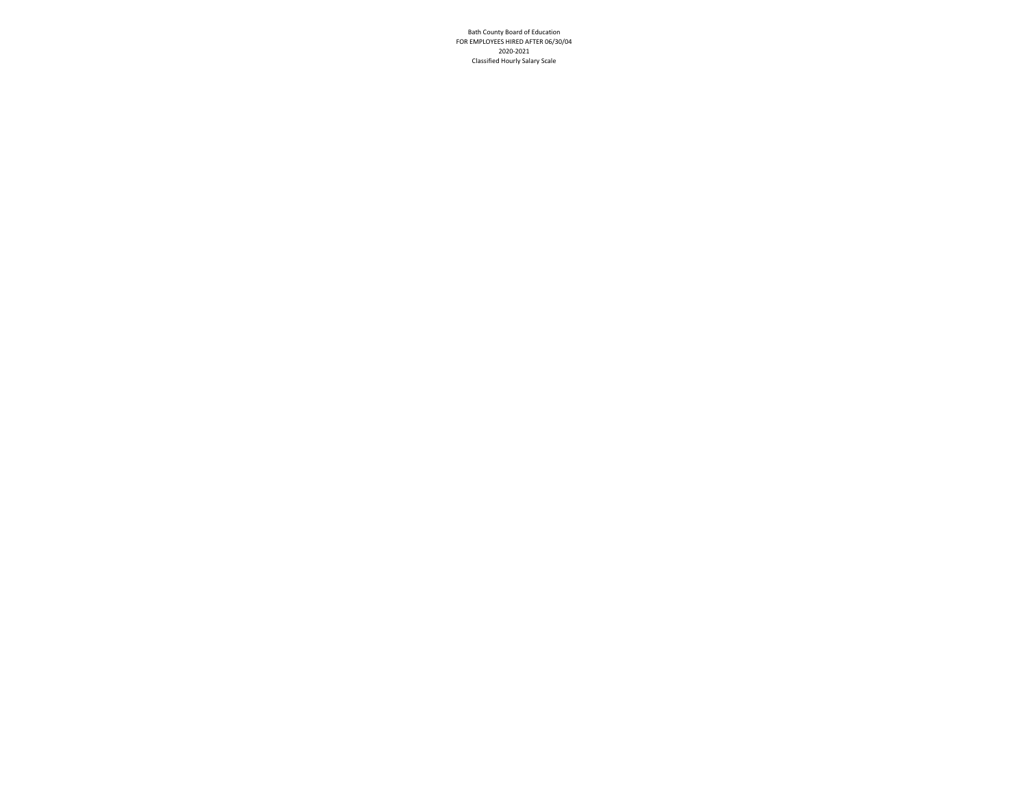Bath County Board of Education
FOR EMPLOYEES HIRED AFTER 06/30/04
2020-2021
Classified Hourly Salary Scale